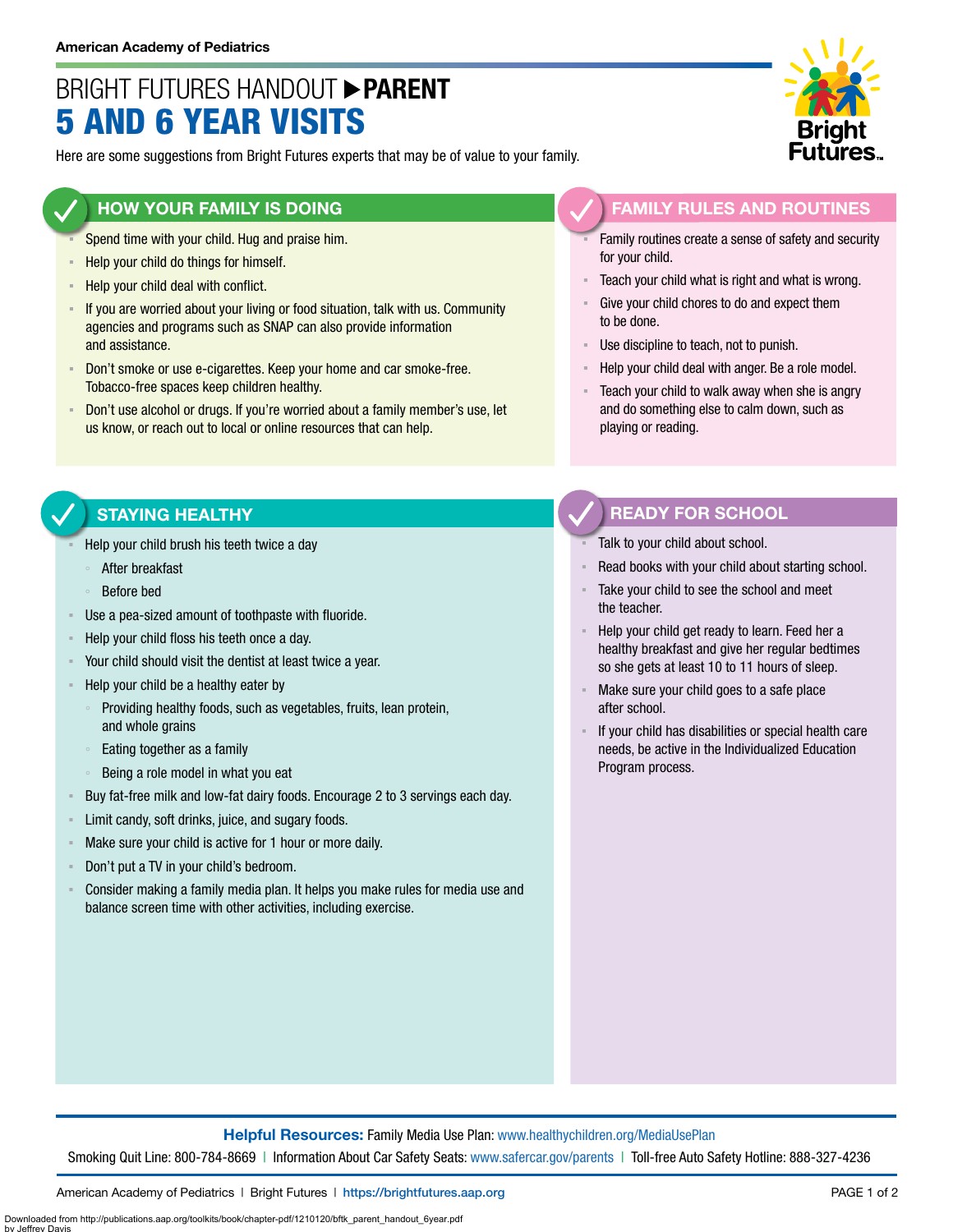American Academy of Pediatrics

# BRIGHT FUTURES HANDOUT ▶ PARENT
# 5 AND 6 YEAR VISITS

Here are some suggestions from Bright Futures experts that may be of value to your family.

## HOW YOUR FAMILY IS DOING

- Spend time with your child. Hug and praise him.
- Help your child do things for himself.
- Help your child deal with conflict.
- If you are worried about your living or food situation, talk with us. Community agencies and programs such as SNAP can also provide information and assistance.
- Don't smoke or use e-cigarettes. Keep your home and car smoke-free. Tobacco-free spaces keep children healthy.
- Don't use alcohol or drugs. If you're worried about a family member's use, let us know, or reach out to local or online resources that can help.

## FAMILY RULES AND ROUTINES

- Family routines create a sense of safety and security for your child.
- Teach your child what is right and what is wrong.
- Give your child chores to do and expect them to be done.
- Use discipline to teach, not to punish.
- Help your child deal with anger. Be a role model.
- Teach your child to walk away when she is angry and do something else to calm down, such as playing or reading.

## STAYING HEALTHY

- Help your child brush his teeth twice a day
  - After breakfast
  - Before bed
- Use a pea-sized amount of toothpaste with fluoride.
- Help your child floss his teeth once a day.
- Your child should visit the dentist at least twice a year.
- Help your child be a healthy eater by
  - Providing healthy foods, such as vegetables, fruits, lean protein, and whole grains
  - Eating together as a family
  - Being a role model in what you eat
- Buy fat-free milk and low-fat dairy foods. Encourage 2 to 3 servings each day.
- Limit candy, soft drinks, juice, and sugary foods.
- Make sure your child is active for 1 hour or more daily.
- Don't put a TV in your child's bedroom.
- Consider making a family media plan. It helps you make rules for media use and balance screen time with other activities, including exercise.

## READY FOR SCHOOL

- Talk to your child about school.
- Read books with your child about starting school.
- Take your child to see the school and meet the teacher.
- Help your child get ready to learn. Feed her a healthy breakfast and give her regular bedtimes so she gets at least 10 to 11 hours of sleep.
- Make sure your child goes to a safe place after school.
- If your child has disabilities or special health care needs, be active in the Individualized Education Program process.

**Helpful Resources:** Family Media Use Plan: www.healthychildren.org/MediaUsePlan

Smoking Quit Line: 800-784-8669 | Information About Car Safety Seats: www.safercar.gov/parents | Toll-free Auto Safety Hotline: 888-327-4236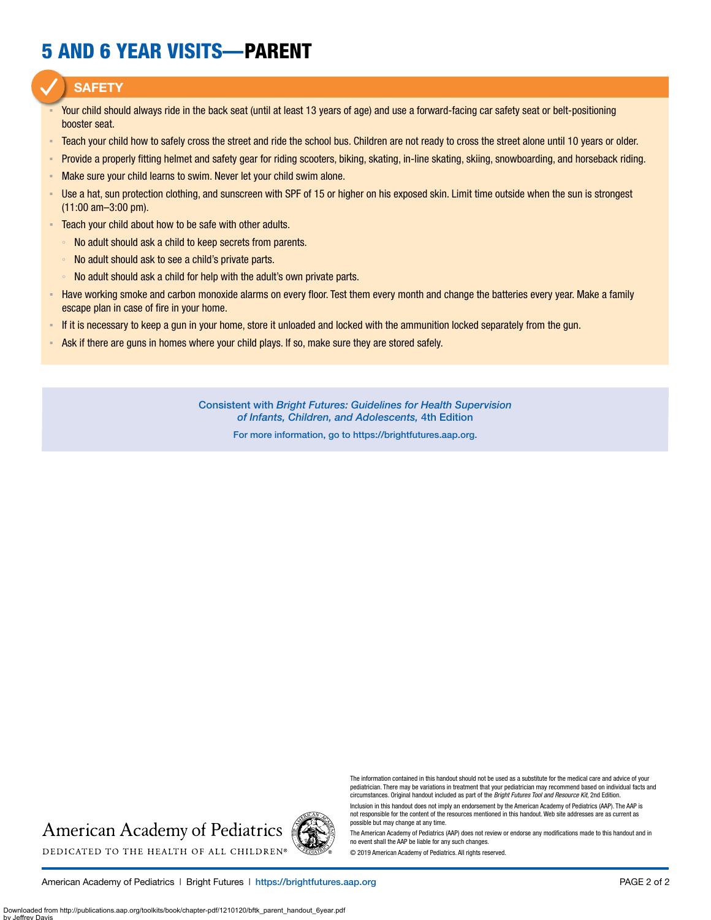# 5 AND 6 YEAR VISITS—PARENT

## SAFETY

- Your child should always ride in the back seat (until at least 13 years of age) and use a forward-facing car safety seat or belt-positioning booster seat.
- Teach your child how to safely cross the street and ride the school bus. Children are not ready to cross the street alone until 10 years or older.
- Provide a properly fitting helmet and safety gear for riding scooters, biking, skating, in-line skating, skiing, snowboarding, and horseback riding.
- Make sure your child learns to swim. Never let your child swim alone.
- Use a hat, sun protection clothing, and sunscreen with SPF of 15 or higher on his exposed skin. Limit time outside when the sun is strongest (11:00 am–3:00 pm).
- Teach your child about how to be safe with other adults.
  - No adult should ask a child to keep secrets from parents.
  - No adult should ask to see a child's private parts.
  - No adult should ask a child for help with the adult's own private parts.
- Have working smoke and carbon monoxide alarms on every floor. Test them every month and change the batteries every year. Make a family escape plan in case of fire in your home.
- If it is necessary to keep a gun in your home, store it unloaded and locked with the ammunition locked separately from the gun.
- Ask if there are guns in homes where your child plays. If so, make sure they are stored safely.

Consistent with *Bright Futures: Guidelines for Health Supervision of Infants, Children, and Adolescents,* 4th Edition

For more information, go to https://brightfutures.aap.org.

American Academy of Pediatrics

DEDICATED TO THE HEALTH OF ALL CHILDREN®

The information contained in this handout should not be used as a substitute for the medical care and advice of your pediatrician. There may be variations in treatment that your pediatrician may recommend based on individual facts and circumstances. Original handout included as part of the *Bright Futures Tool and Resource Kit,* 2nd Edition.

Inclusion in this handout does not imply an endorsement by the American Academy of Pediatrics (AAP). The AAP is not responsible for the content of the resources mentioned in this handout. Web site addresses are as current as possible but may change at any time.

The American Academy of Pediatrics (AAP) does not review or endorse any modifications made to this handout and in no event shall the AAP be liable for any such changes.

© 2019 American Academy of Pediatrics. All rights reserved.